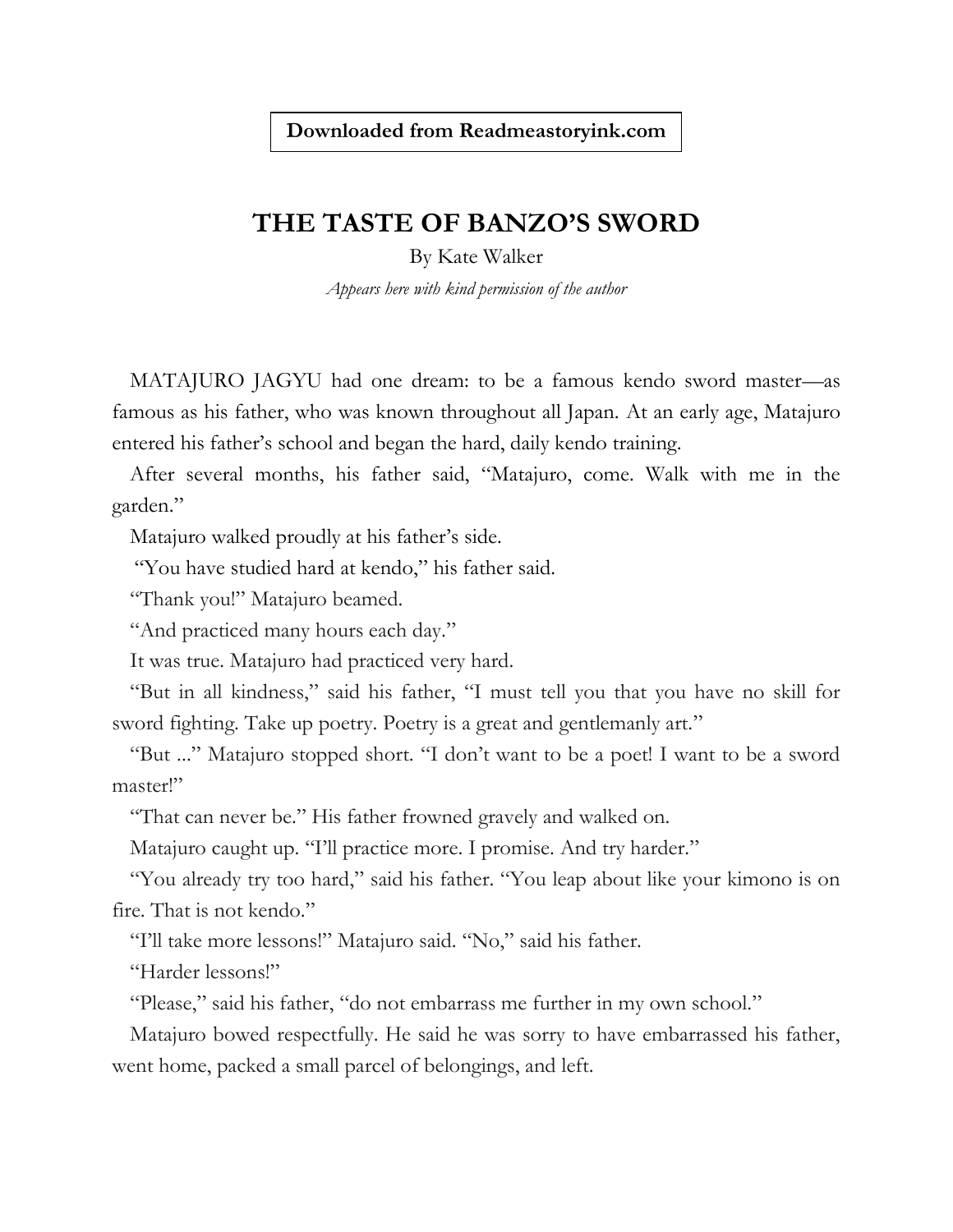**Downloaded from Readmeastoryink.com**

# THE TASTE OF BANZO'S SWORD

By Kate Walker

*Appears here with kind permission of the author*

MATAJURO JAGYU had one dream: to be a famous kendo sword master—as famous as his father, who was known throughout all Japan. At an early age, Matajuro entered his father's school and began the hard, daily kendo training.

After several months, his father said, "Matajuro, come. Walk with me in the garden."

Matajuro walked proudly at his father's side.

"You have studied hard at kendo," his father said.

"Thank you!" Matajuro beamed.

"And practiced many hours each day."

It was true. Matajuro had practiced very hard.

"But in all kindness," said his father, "I must tell you that you have no skill for sword fighting. Take up poetry. Poetry is a great and gentlemanly art."

"But ..." Matajuro stopped short. "I don't want to be a poet! I want to be a sword master!"

"That can never be." His father frowned gravely and walked on.

Matajuro caught up. "I'll practice more. I promise. And try harder."

"You already try too hard," said his father. "You leap about like your kimono is on fire. That is not kendo."

"I'll take more lessons!" Matajuro said. "No," said his father.

"Harder lessons!"

"Please," said his father, "do not embarrass me further in my own school."

Matajuro bowed respectfully. He said he was sorry to have embarrassed his father, went home, packed a small parcel of belongings, and left.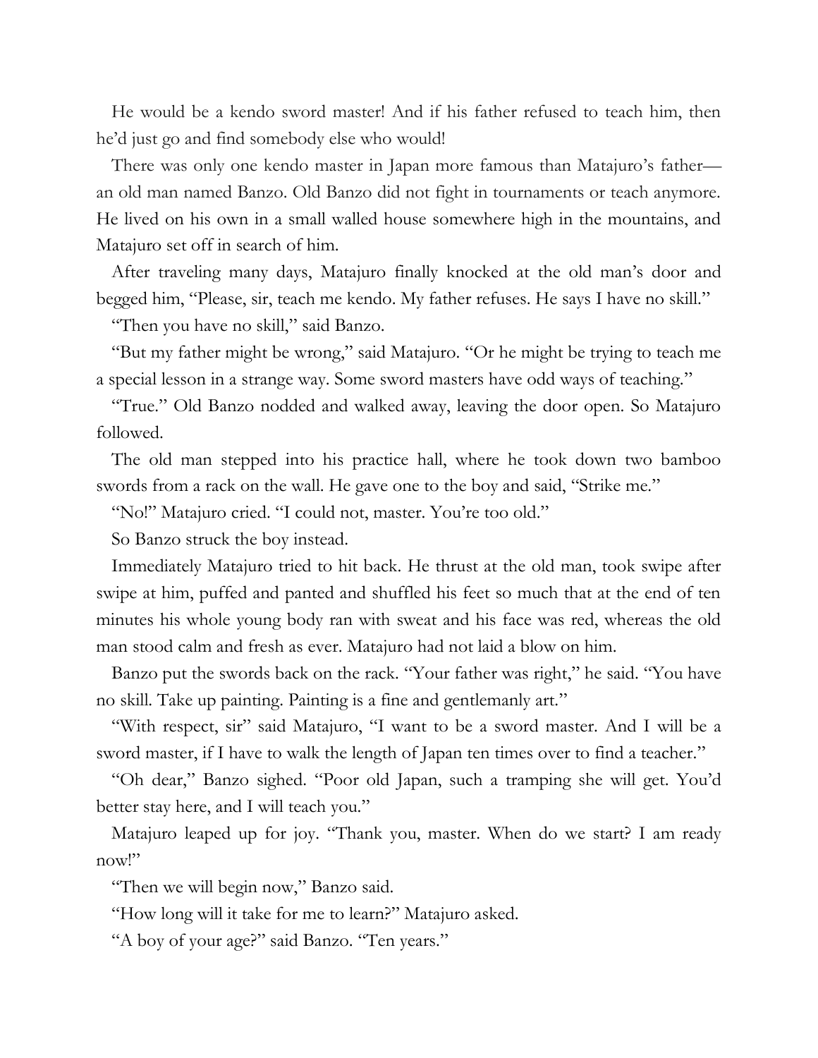He would be a kendo sword master! And if his father refused to teach him, then he'd just go and find somebody else who would!

There was only one kendo master in Japan more famous than Matajuro's father—an old man named Banzo. Old Banzo did not fight in tournaments or teach anymore. He lived on his own in a small walled house somewhere high in the mountains, and Matajuro set off in search of him.

After traveling many days, Matajuro finally knocked at the old man's door and begged him, "Please, sir, teach me kendo. My father refuses. He says I have no skill."

"Then you have no skill," said Banzo.

"But my father might be wrong," said Matajuro. "Or he might be trying to teach me a special lesson in a strange way. Some sword masters have odd ways of teaching."

"True." Old Banzo nodded and walked away, leaving the door open. So Matajuro followed.

The old man stepped into his practice hall, where he took down two bamboo swords from a rack on the wall. He gave one to the boy and said, "Strike me."

"No!" Matajuro cried. "I could not, master. You're too old."

So Banzo struck the boy instead.

Immediately Matajuro tried to hit back. He thrust at the old man, took swipe after swipe at him, puffed and panted and shuffled his feet so much that at the end of ten minutes his whole young body ran with sweat and his face was red, whereas the old man stood calm and fresh as ever. Matajuro had not laid a blow on him.

Banzo put the swords back on the rack. "Your father was right," he said. "You have no skill. Take up painting. Painting is a fine and gentlemanly art."

"With respect, sir" said Matajuro, "I want to be a sword master. And I will be a sword master, if I have to walk the length of Japan ten times over to find a teacher."

"Oh dear," Banzo sighed. "Poor old Japan, such a tramping she will get. You'd better stay here, and I will teach you."

Matajuro leaped up for joy. "Thank you, master. When do we start? I am ready now!"

"Then we will begin now," Banzo said.

"How long will it take for me to learn?" Matajuro asked.

"A boy of your age?" said Banzo. "Ten years."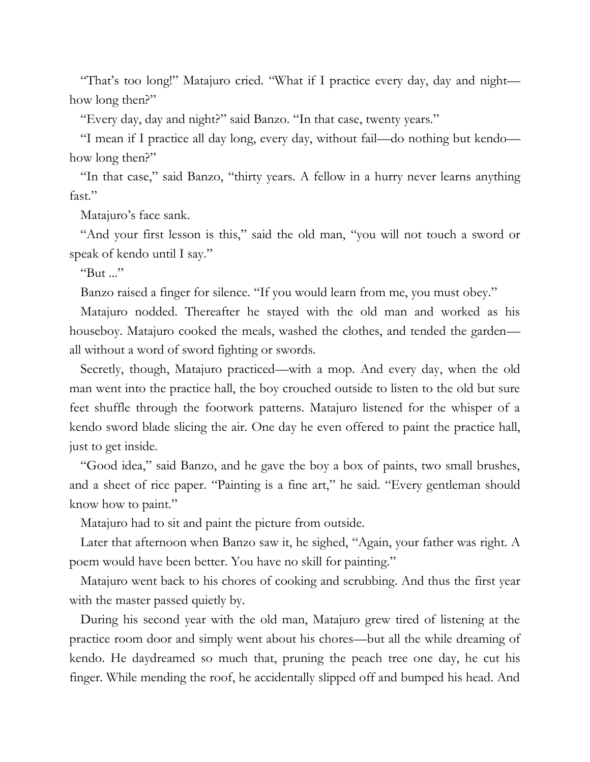"That's too long!" Matajuro cried. "What if I practice every day, day and night—how long then?"

"Every day, day and night?" said Banzo. "In that case, twenty years."

"I mean if I practice all day long, every day, without fail—do nothing but kendo—how long then?"

"In that case," said Banzo, "thirty years. A fellow in a hurry never learns anything fast."

Matajuro's face sank.

"And your first lesson is this," said the old man, "you will not touch a sword or speak of kendo until I say."

"But ..."

Banzo raised a finger for silence. "If you would learn from me, you must obey."

Matajuro nodded. Thereafter he stayed with the old man and worked as his houseboy. Matajuro cooked the meals, washed the clothes, and tended the garden—all without a word of sword fighting or swords.

Secretly, though, Matajuro practiced—with a mop. And every day, when the old man went into the practice hall, the boy crouched outside to listen to the old but sure feet shuffle through the footwork patterns. Matajuro listened for the whisper of a kendo sword blade slicing the air. One day he even offered to paint the practice hall, just to get inside.

"Good idea," said Banzo, and he gave the boy a box of paints, two small brushes, and a sheet of rice paper. "Painting is a fine art," he said. "Every gentleman should know how to paint."

Matajuro had to sit and paint the picture from outside.

Later that afternoon when Banzo saw it, he sighed, "Again, your father was right. A poem would have been better. You have no skill for painting."

Matajuro went back to his chores of cooking and scrubbing. And thus the first year with the master passed quietly by.

During his second year with the old man, Matajuro grew tired of listening at the practice room door and simply went about his chores—but all the while dreaming of kendo. He daydreamed so much that, pruning the peach tree one day, he cut his finger. While mending the roof, he accidentally slipped off and bumped his head. And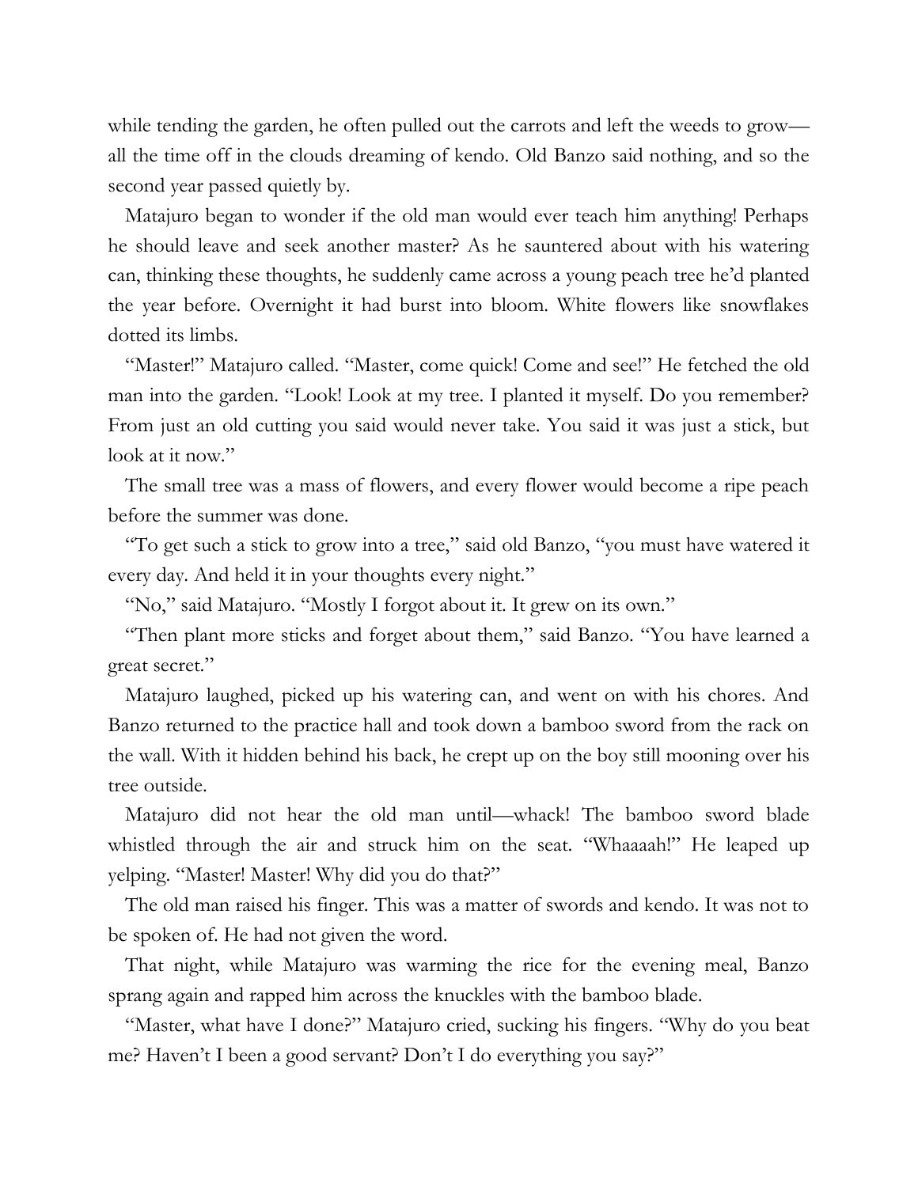while tending the garden, he often pulled out the carrots and left the weeds to grow—all the time off in the clouds dreaming of kendo. Old Banzo said nothing, and so the second year passed quietly by.

Matajuro began to wonder if the old man would ever teach him anything! Perhaps he should leave and seek another master? As he sauntered about with his watering can, thinking these thoughts, he suddenly came across a young peach tree he'd planted the year before. Overnight it had burst into bloom. White flowers like snowflakes dotted its limbs.

"Master!" Matajuro called. "Master, come quick! Come and see!" He fetched the old man into the garden. "Look! Look at my tree. I planted it myself. Do you remember? From just an old cutting you said would never take. You said it was just a stick, but look at it now."

The small tree was a mass of flowers, and every flower would become a ripe peach before the summer was done.

"To get such a stick to grow into a tree," said old Banzo, "you must have watered it every day. And held it in your thoughts every night."

"No," said Matajuro. "Mostly I forgot about it. It grew on its own."

"Then plant more sticks and forget about them," said Banzo. "You have learned a great secret."

Matajuro laughed, picked up his watering can, and went on with his chores. And Banzo returned to the practice hall and took down a bamboo sword from the rack on the wall. With it hidden behind his back, he crept up on the boy still mooning over his tree outside.

Matajuro did not hear the old man until—whack! The bamboo sword blade whistled through the air and struck him on the seat. "Whaaaah!" He leaped up yelping. "Master! Master! Why did you do that?"

The old man raised his finger. This was a matter of swords and kendo. It was not to be spoken of. He had not given the word.

That night, while Matajuro was warming the rice for the evening meal, Banzo sprang again and rapped him across the knuckles with the bamboo blade.

"Master, what have I done?" Matajuro cried, sucking his fingers. "Why do you beat me? Haven't I been a good servant? Don't I do everything you say?"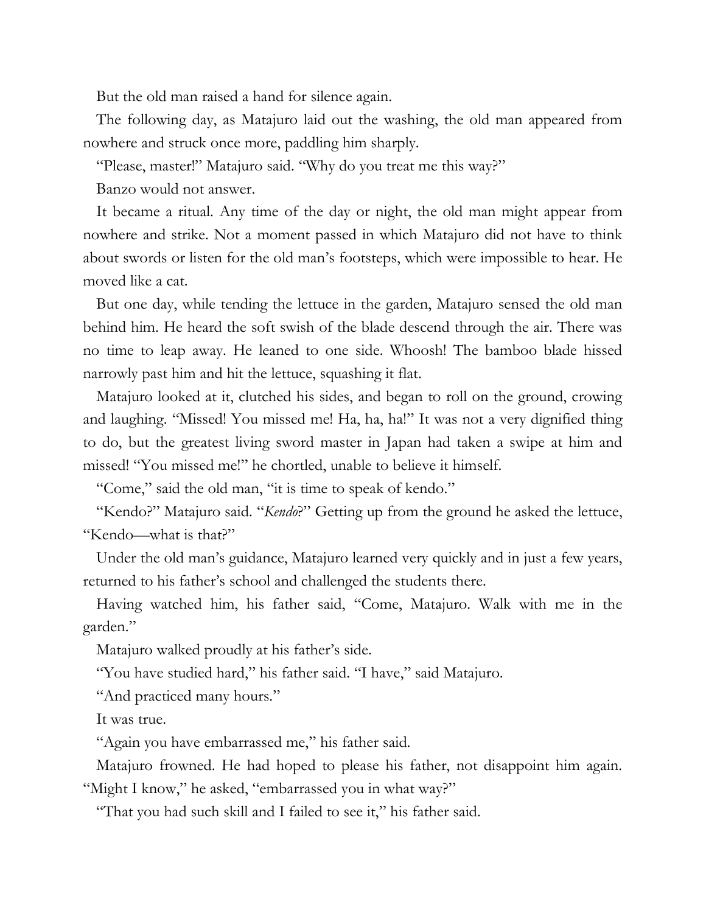But the old man raised a hand for silence again.

The following day, as Matajuro laid out the washing, the old man appeared from nowhere and struck once more, paddling him sharply.

"Please, master!" Matajuro said. "Why do you treat me this way?"

Banzo would not answer.

It became a ritual. Any time of the day or night, the old man might appear from nowhere and strike. Not a moment passed in which Matajuro did not have to think about swords or listen for the old man's footsteps, which were impossible to hear. He moved like a cat.

But one day, while tending the lettuce in the garden, Matajuro sensed the old man behind him. He heard the soft swish of the blade descend through the air. There was no time to leap away. He leaned to one side. Whoosh! The bamboo blade hissed narrowly past him and hit the lettuce, squashing it flat.

Matajuro looked at it, clutched his sides, and began to roll on the ground, crowing and laughing. "Missed! You missed me! Ha, ha, ha!" It was not a very dignified thing to do, but the greatest living sword master in Japan had taken a swipe at him and missed! "You missed me!" he chortled, unable to believe it himself.

"Come," said the old man, "it is time to speak of kendo."

"Kendo?" Matajuro said. "*Kendo*?" Getting up from the ground he asked the lettuce, "Kendo—what is that?"

Under the old man's guidance, Matajuro learned very quickly and in just a few years, returned to his father's school and challenged the students there.

Having watched him, his father said, "Come, Matajuro. Walk with me in the garden."

Matajuro walked proudly at his father's side.

"You have studied hard," his father said. "I have," said Matajuro.

"And practiced many hours."

It was true.

"Again you have embarrassed me," his father said.

Matajuro frowned. He had hoped to please his father, not disappoint him again. "Might I know," he asked, "embarrassed you in what way?"

"That you had such skill and I failed to see it," his father said.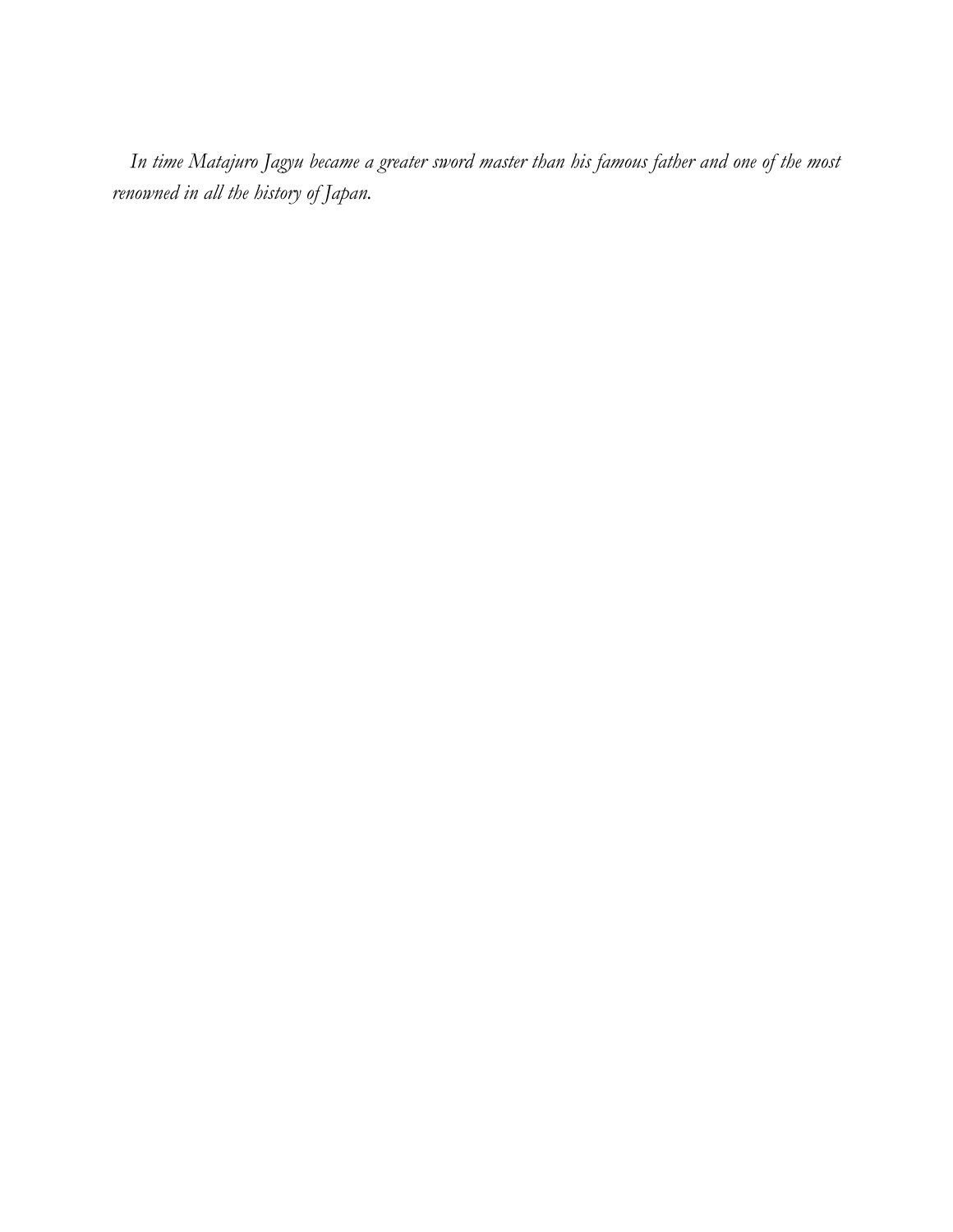*In time Matajuro Jagyu became a greater sword master than his famous father and one of the most renowned in all the history of Japan.*